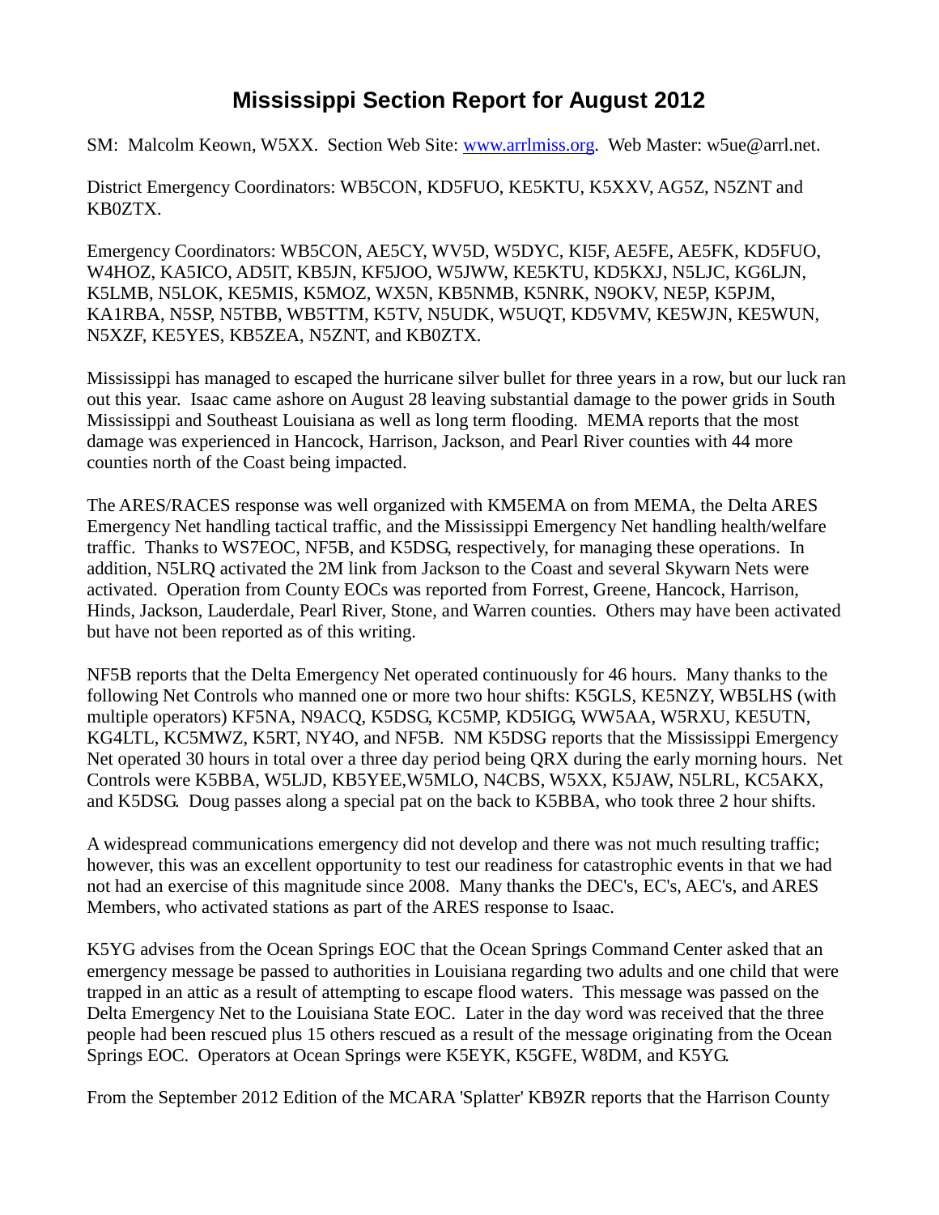# Mississippi Section Report for August 2012

SM: Malcolm Keown, W5XX. Section Web Site: www.arrlmiss.org. Web Master: w5ue@arrl.net.

District Emergency Coordinators: WB5CON, KD5FUO, KE5KTU, K5XXV, AG5Z, N5ZNT and KB0ZTX.

Emergency Coordinators: WB5CON, AE5CY, WV5D, W5DYC, KI5F, AE5FE, AE5FK, KD5FUO, W4HOZ, KA5ICO, AD5IT, KB5JN, KF5JOO, W5JWW, KE5KTU, KD5KXJ, N5LJC, KG6LJN, K5LMB, N5LOK, KE5MIS, K5MOZ, WX5N, KB5NMB, K5NRK, N9OKV, NE5P, K5PJM, KA1RBA, N5SP, N5TBB, WB5TTM, K5TV, N5UDK, W5UQT, KD5VMV, KE5WJN, KE5WUN, N5XZF, KE5YES, KB5ZEA, N5ZNT, and KB0ZTX.

Mississippi has managed to escaped the hurricane silver bullet for three years in a row, but our luck ran out this year. Isaac came ashore on August 28 leaving substantial damage to the power grids in South Mississippi and Southeast Louisiana as well as long term flooding. MEMA reports that the most damage was experienced in Hancock, Harrison, Jackson, and Pearl River counties with 44 more counties north of the Coast being impacted.

The ARES/RACES response was well organized with KM5EMA on from MEMA, the Delta ARES Emergency Net handling tactical traffic, and the Mississippi Emergency Net handling health/welfare traffic. Thanks to WS7EOC, NF5B, and K5DSG, respectively, for managing these operations. In addition, N5LRQ activated the 2M link from Jackson to the Coast and several Skywarn Nets were activated. Operation from County EOCs was reported from Forrest, Greene, Hancock, Harrison, Hinds, Jackson, Lauderdale, Pearl River, Stone, and Warren counties. Others may have been activated but have not been reported as of this writing.

NF5B reports that the Delta Emergency Net operated continuously for 46 hours. Many thanks to the following Net Controls who manned one or more two hour shifts: K5GLS, KE5NZY, WB5LHS (with multiple operators) KF5NA, N9ACQ, K5DSG, KC5MP, KD5IGG, WW5AA, W5RXU, KE5UTN, KG4LTL, KC5MWZ, K5RT, NY4O, and NF5B. NM K5DSG reports that the Mississippi Emergency Net operated 30 hours in total over a three day period being QRX during the early morning hours. Net Controls were K5BBA, W5LJD, KB5YEE,W5MLO, N4CBS, W5XX, K5JAW, N5LRL, KC5AKX, and K5DSG. Doug passes along a special pat on the back to K5BBA, who took three 2 hour shifts.

A widespread communications emergency did not develop and there was not much resulting traffic; however, this was an excellent opportunity to test our readiness for catastrophic events in that we had not had an exercise of this magnitude since 2008. Many thanks the DEC's, EC's, AEC's, and ARES Members, who activated stations as part of the ARES response to Isaac.

K5YG advises from the Ocean Springs EOC that the Ocean Springs Command Center asked that an emergency message be passed to authorities in Louisiana regarding two adults and one child that were trapped in an attic as a result of attempting to escape flood waters. This message was passed on the Delta Emergency Net to the Louisiana State EOC. Later in the day word was received that the three people had been rescued plus 15 others rescued as a result of the message originating from the Ocean Springs EOC. Operators at Ocean Springs were K5EYK, K5GFE, W8DM, and K5YG.

From the September 2012 Edition of the MCARA 'Splatter' KB9ZR reports that the Harrison County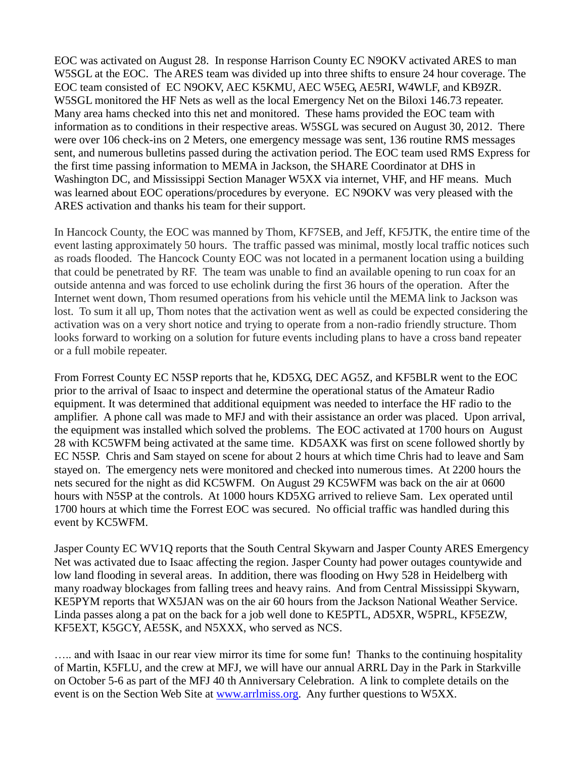EOC was activated on August 28. In response Harrison County EC N9OKV activated ARES to man W5SGL at the EOC. The ARES team was divided up into three shifts to ensure 24 hour coverage. The EOC team consisted of EC N9OKV, AEC K5KMU, AEC W5EG, AE5RI, W4WLF, and KB9ZR. W5SGL monitored the HF Nets as well as the local Emergency Net on the Biloxi 146.73 repeater. Many area hams checked into this net and monitored. These hams provided the EOC team with information as to conditions in their respective areas. W5SGL was secured on August 30, 2012. There were over 106 check-ins on 2 Meters, one emergency message was sent, 136 routine RMS messages sent, and numerous bulletins passed during the activation period. The EOC team used RMS Express for the first time passing information to MEMA in Jackson, the SHARE Coordinator at DHS in Washington DC, and Mississippi Section Manager W5XX via internet, VHF, and HF means. Much was learned about EOC operations/procedures by everyone. EC N9OKV was very pleased with the ARES activation and thanks his team for their support.

In Hancock County, the EOC was manned by Thom, KF7SEB, and Jeff, KF5JTK, the entire time of the event lasting approximately 50 hours. The traffic passed was minimal, mostly local traffic notices such as roads flooded. The Hancock County EOC was not located in a permanent location using a building that could be penetrated by RF. The team was unable to find an available opening to run coax for an outside antenna and was forced to use echolink during the first 36 hours of the operation. After the Internet went down, Thom resumed operations from his vehicle until the MEMA link to Jackson was lost. To sum it all up, Thom notes that the activation went as well as could be expected considering the activation was on a very short notice and trying to operate from a non-radio friendly structure. Thom looks forward to working on a solution for future events including plans to have a cross band repeater or a full mobile repeater.

From Forrest County EC N5SP reports that he, KD5XG, DEC AG5Z, and KF5BLR went to the EOC prior to the arrival of Isaac to inspect and determine the operational status of the Amateur Radio equipment. It was determined that additional equipment was needed to interface the HF radio to the amplifier. A phone call was made to MFJ and with their assistance an order was placed. Upon arrival, the equipment was installed which solved the problems. The EOC activated at 1700 hours on August 28 with KC5WFM being activated at the same time. KD5AXK was first on scene followed shortly by EC N5SP. Chris and Sam stayed on scene for about 2 hours at which time Chris had to leave and Sam stayed on. The emergency nets were monitored and checked into numerous times. At 2200 hours the nets secured for the night as did KC5WFM. On August 29 KC5WFM was back on the air at 0600 hours with N5SP at the controls. At 1000 hours KD5XG arrived to relieve Sam. Lex operated until 1700 hours at which time the Forrest EOC was secured. No official traffic was handled during this event by KC5WFM.

Jasper County EC WV1Q reports that the South Central Skywarn and Jasper County ARES Emergency Net was activated due to Isaac affecting the region. Jasper County had power outages countywide and low land flooding in several areas. In addition, there was flooding on Hwy 528 in Heidelberg with many roadway blockages from falling trees and heavy rains. And from Central Mississippi Skywarn, KE5PYM reports that WX5JAN was on the air 60 hours from the Jackson National Weather Service. Linda passes along a pat on the back for a job well done to KE5PTL, AD5XR, W5PRL, KF5EZW, KF5EXT, K5GCY, AE5SK, and N5XXX, who served as NCS.

….. and with Isaac in our rear view mirror its time for some fun! Thanks to the continuing hospitality of Martin, K5FLU, and the crew at MFJ, we will have our annual ARRL Day in the Park in Starkville on October 5-6 as part of the MFJ 40 th Anniversary Celebration. A link to complete details on the event is on the Section Web Site at [www.arrlmiss.org](http://www.arrlmiss.org). Any further questions to W5XX.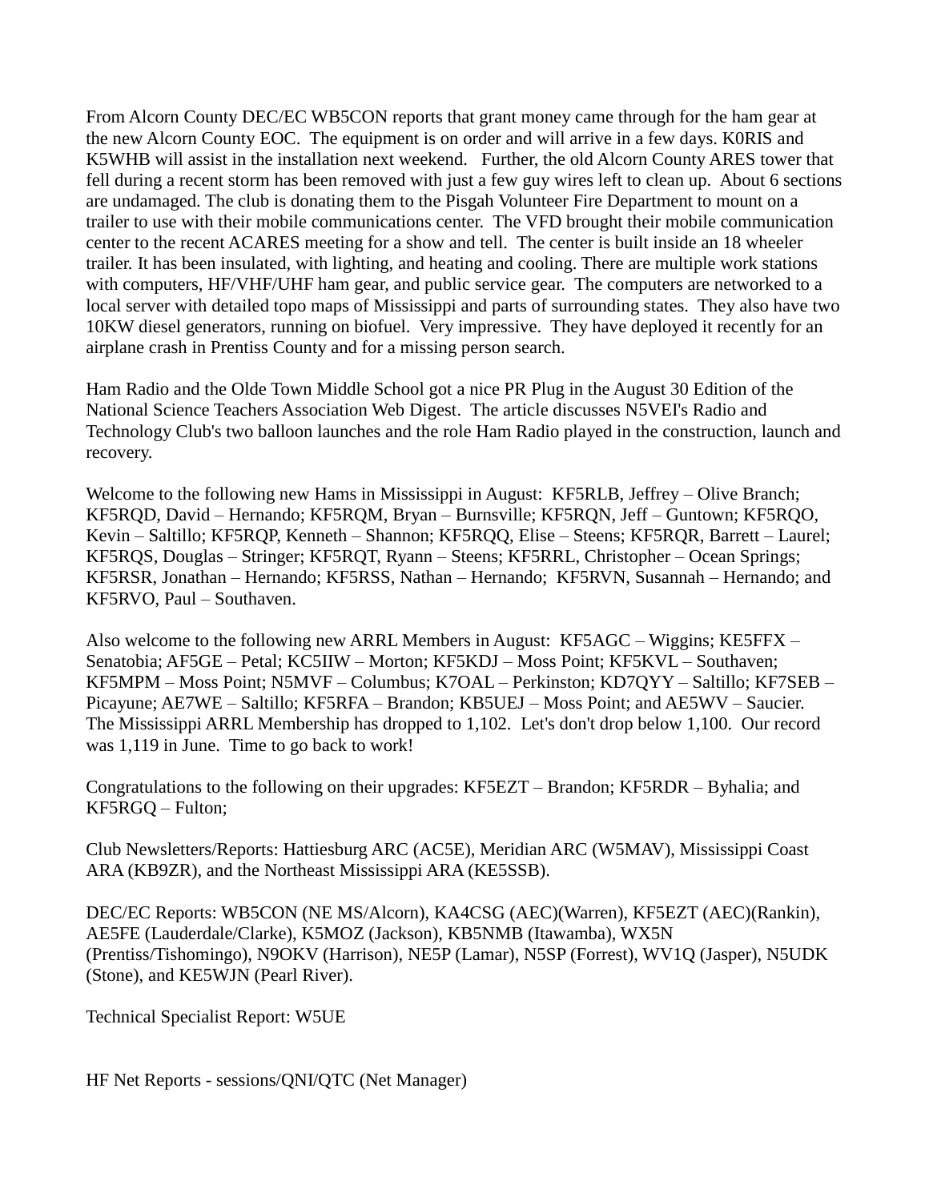From Alcorn County DEC/EC WB5CON reports that grant money came through for the ham gear at the new Alcorn County EOC. The equipment is on order and will arrive in a few days. K0RIS and K5WHB will assist in the installation next weekend. Further, the old Alcorn County ARES tower that fell during a recent storm has been removed with just a few guy wires left to clean up. About 6 sections are undamaged. The club is donating them to the Pisgah Volunteer Fire Department to mount on a trailer to use with their mobile communications center. The VFD brought their mobile communication center to the recent ACARES meeting for a show and tell. The center is built inside an 18 wheeler trailer. It has been insulated, with lighting, and heating and cooling. There are multiple work stations with computers, HF/VHF/UHF ham gear, and public service gear. The computers are networked to a local server with detailed topo maps of Mississippi and parts of surrounding states. They also have two 10KW diesel generators, running on biofuel. Very impressive. They have deployed it recently for an airplane crash in Prentiss County and for a missing person search.

Ham Radio and the Olde Town Middle School got a nice PR Plug in the August 30 Edition of the National Science Teachers Association Web Digest. The article discusses N5VEI's Radio and Technology Club's two balloon launches and the role Ham Radio played in the construction, launch and recovery.

Welcome to the following new Hams in Mississippi in August: KF5RLB, Jeffrey – Olive Branch; KF5RQD, David – Hernando; KF5RQM, Bryan – Burnsville; KF5RQN, Jeff – Guntown; KF5RQO, Kevin – Saltillo; KF5RQP, Kenneth – Shannon; KF5RQQ, Elise – Steens; KF5RQR, Barrett – Laurel; KF5RQS, Douglas – Stringer; KF5RQT, Ryann – Steens; KF5RRL, Christopher – Ocean Springs; KF5RSR, Jonathan – Hernando; KF5RSS, Nathan – Hernando; KF5RVN, Susannah – Hernando; and KF5RVO, Paul – Southaven.

Also welcome to the following new ARRL Members in August: KF5AGC – Wiggins; KE5FFX – Senatobia; AF5GE – Petal; KC5IIW – Morton; KF5KDJ – Moss Point; KF5KVL – Southaven; KF5MPM – Moss Point; N5MVF – Columbus; K7OAL – Perkinston; KD7QYY – Saltillo; KF7SEB – Picayune; AE7WE – Saltillo; KF5RFA – Brandon; KB5UEJ – Moss Point; and AE5WV – Saucier. The Mississippi ARRL Membership has dropped to 1,102. Let's don't drop below 1,100. Our record was 1,119 in June. Time to go back to work!

Congratulations to the following on their upgrades: KF5EZT – Brandon; KF5RDR – Byhalia; and KF5RGQ – Fulton;

Club Newsletters/Reports: Hattiesburg ARC (AC5E), Meridian ARC (W5MAV), Mississippi Coast ARA (KB9ZR), and the Northeast Mississippi ARA (KE5SSB).

DEC/EC Reports: WB5CON (NE MS/Alcorn), KA4CSG (AEC)(Warren), KF5EZT (AEC)(Rankin), AE5FE (Lauderdale/Clarke), K5MOZ (Jackson), KB5NMB (Itawamba), WX5N (Prentiss/Tishomingo), N9OKV (Harrison), NE5P (Lamar), N5SP (Forrest), WV1Q (Jasper), N5UDK (Stone), and KE5WJN (Pearl River).

Technical Specialist Report: W5UE

HF Net Reports - sessions/QNI/QTC (Net Manager)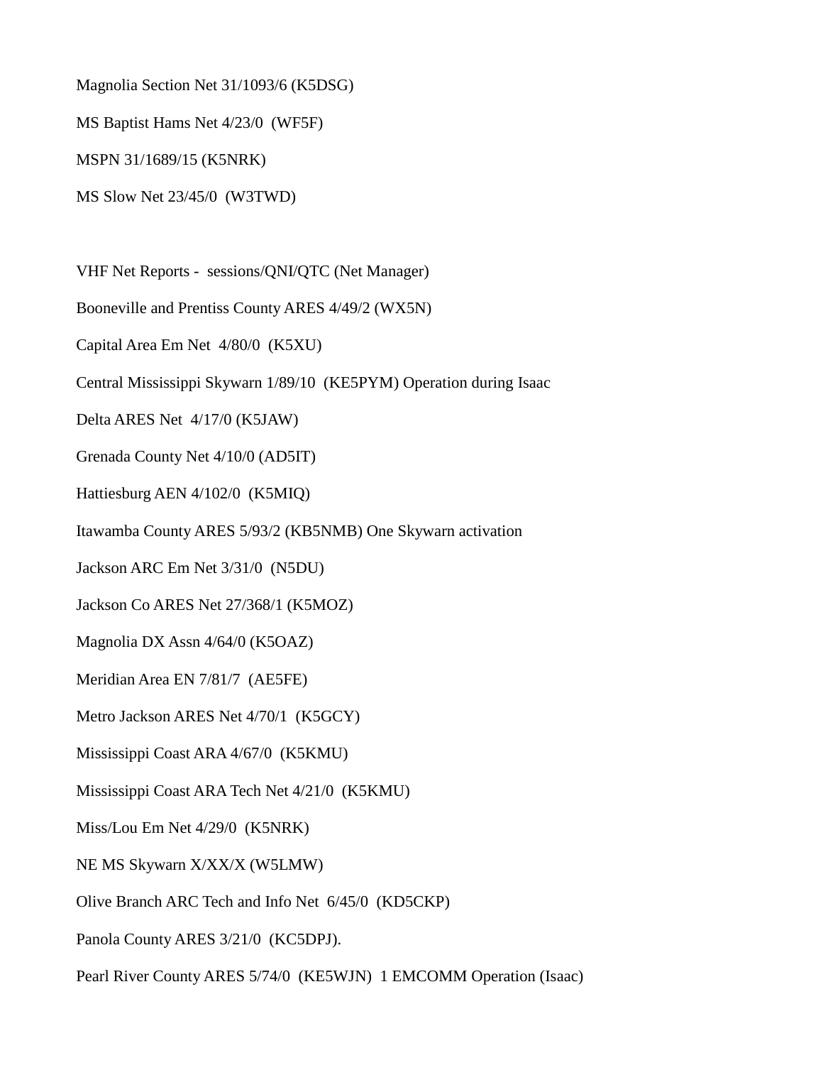Magnolia Section Net 31/1093/6 (K5DSG)

MS Baptist Hams Net 4/23/0 (WF5F)

MSPN 31/1689/15 (K5NRK)

MS Slow Net 23/45/0 (W3TWD)

VHF Net Reports - sessions/QNI/QTC (Net Manager)

Booneville and Prentiss County ARES 4/49/2 (WX5N)

Capital Area Em Net 4/80/0 (K5XU)

Central Mississippi Skywarn 1/89/10 (KE5PYM) Operation during Isaac

Delta ARES Net 4/17/0 (K5JAW)

Grenada County Net 4/10/0 (AD5IT)

Hattiesburg AEN 4/102/0 (K5MIQ)

Itawamba County ARES 5/93/2 (KB5NMB) One Skywarn activation

Jackson ARC Em Net 3/31/0 (N5DU)

Jackson Co ARES Net 27/368/1 (K5MOZ)

Magnolia DX Assn 4/64/0 (K5OAZ)

Meridian Area EN 7/81/7 (AE5FE)

Metro Jackson ARES Net 4/70/1 (K5GCY)

Mississippi Coast ARA 4/67/0 (K5KMU)

Mississippi Coast ARA Tech Net 4/21/0 (K5KMU)

Miss/Lou Em Net 4/29/0 (K5NRK)

NE MS Skywarn X/XX/X (W5LMW)

Olive Branch ARC Tech and Info Net 6/45/0 (KD5CKP)

Panola County ARES 3/21/0 (KC5DPJ).

Pearl River County ARES 5/74/0 (KE5WJN) 1 EMCOMM Operation (Isaac)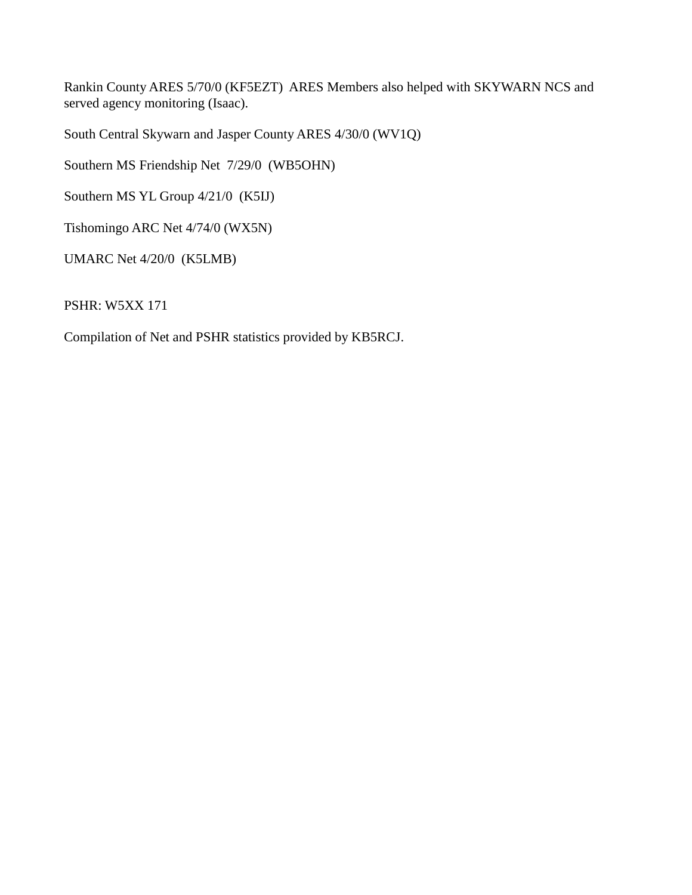Rankin County ARES 5/70/0 (KF5EZT) ARES Members also helped with SKYWARN NCS and served agency monitoring (Isaac).

South Central Skywarn and Jasper County ARES 4/30/0 (WV1Q)

Southern MS Friendship Net 7/29/0 (WB5OHN)

Southern MS YL Group 4/21/0 (K5IJ)

Tishomingo ARC Net 4/74/0 (WX5N)

UMARC Net 4/20/0 (K5LMB)

PSHR: W5XX 171

Compilation of Net and PSHR statistics provided by KB5RCJ.